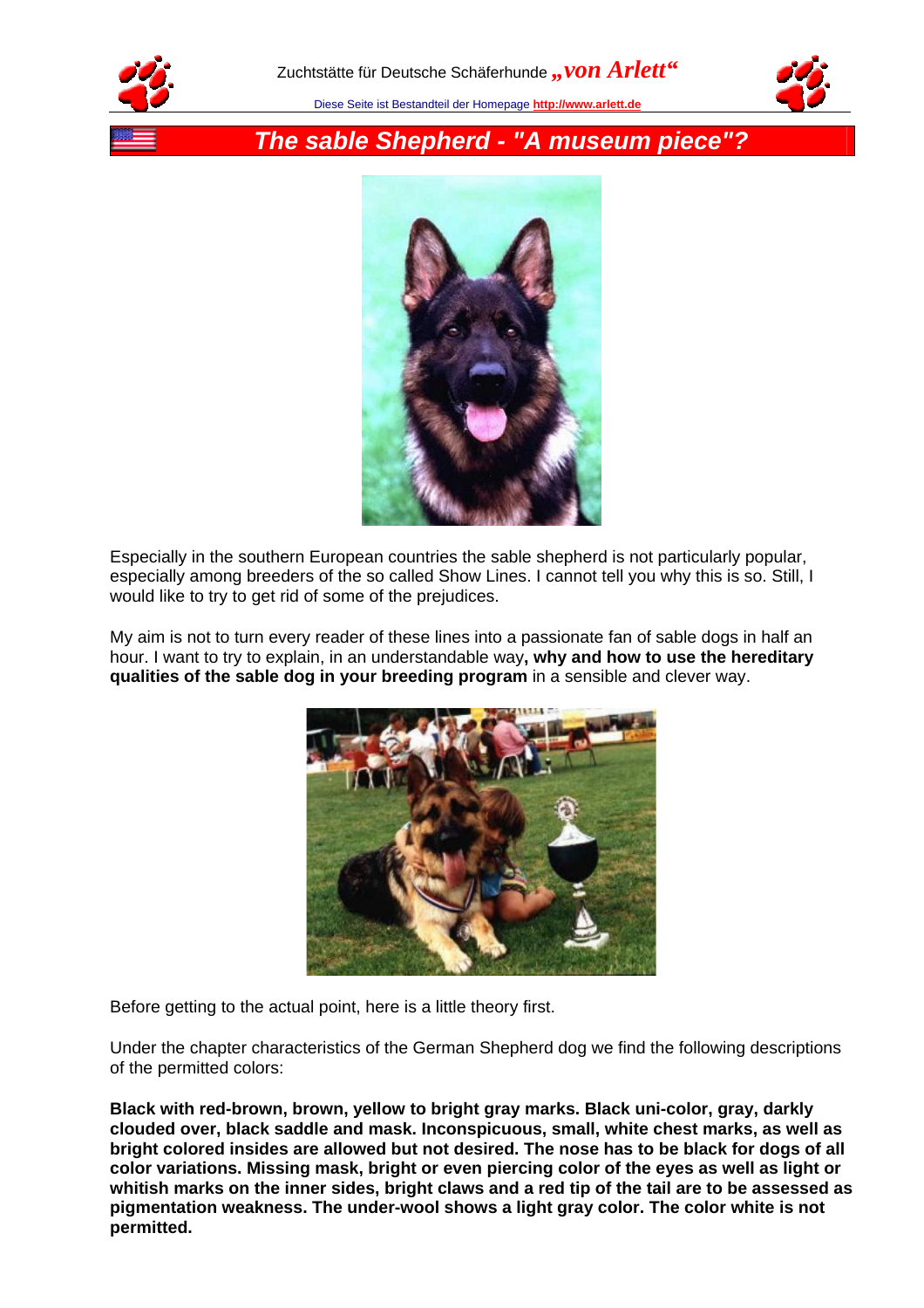Zuchtstätte für Deutsche Schäferhunde *„von Arlett“*

Diese Seite ist Bestandteil der Homepage **http://www.arlett.de**

# *The sable Shepherd - "A museum piece"?*

Especially in the southern European countries the sable shepherd is not particularly popular, especially among breeders of the so called Show Lines. I cannot tell you why this is so. Still, I would like to try to get rid of some of the prejudices.

My aim is not to turn every reader of these lines into a passionate fan of sable dogs in half an hour. I want to try to explain, in an understandable way**, why and how to use the hereditary qualities of the sable dog in your breeding program** in a sensible and clever way.

Before getting to the actual point, here is a little theory first.

Under the chapter characteristics of the German Shepherd dog we find the following descriptions of the permitted colors:

**Black with red-brown, brown, yellow to bright gray marks. Black uni-color, gray, darkly clouded over, black saddle and mask. Inconspicuous, small, white chest marks, as well as bright colored insides are allowed but not desired. The nose has to be black for dogs of all color variations. Missing mask, bright or even piercing color of the eyes as well as light or whitish marks on the inner sides, bright claws and a red tip of the tail are to be assessed as pigmentation weakness. The under-wool shows a light gray color. The color white is not permitted.**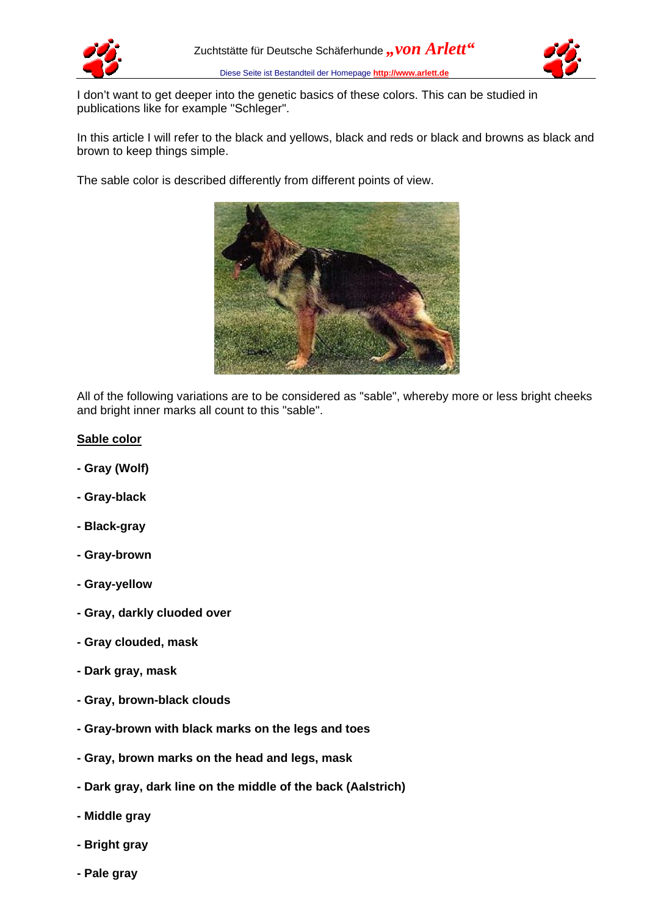I don't want to get deeper into the genetic basics of these colors. This can be studied in publications like for example "Schleger".

In this article I will refer to the black and yellows, black and reds or black and browns as black and brown to keep things simple.

The sable color is described differently from different points of view.

All of the following variations are to be considered as "sable", whereby more or less bright cheeks and bright inner marks all count to this "sable".

**<u>Sable color</u>**

**- Gray (Wolf)**

**- Gray-black**

**- Black-gray**

**- Gray-brown**

**- Gray-yellow**

**- Gray, darkly cluoded over**

**- Gray clouded, mask**

**- Dark gray, mask**

**- Gray, brown-black clouds**

**- Gray-brown with black marks on the legs and toes**

**- Gray, brown marks on the head and legs, mask**

**- Dark gray, dark line on the middle of the back (Aalstrich)**

**- Middle gray**

**- Bright gray**

**- Pale gray**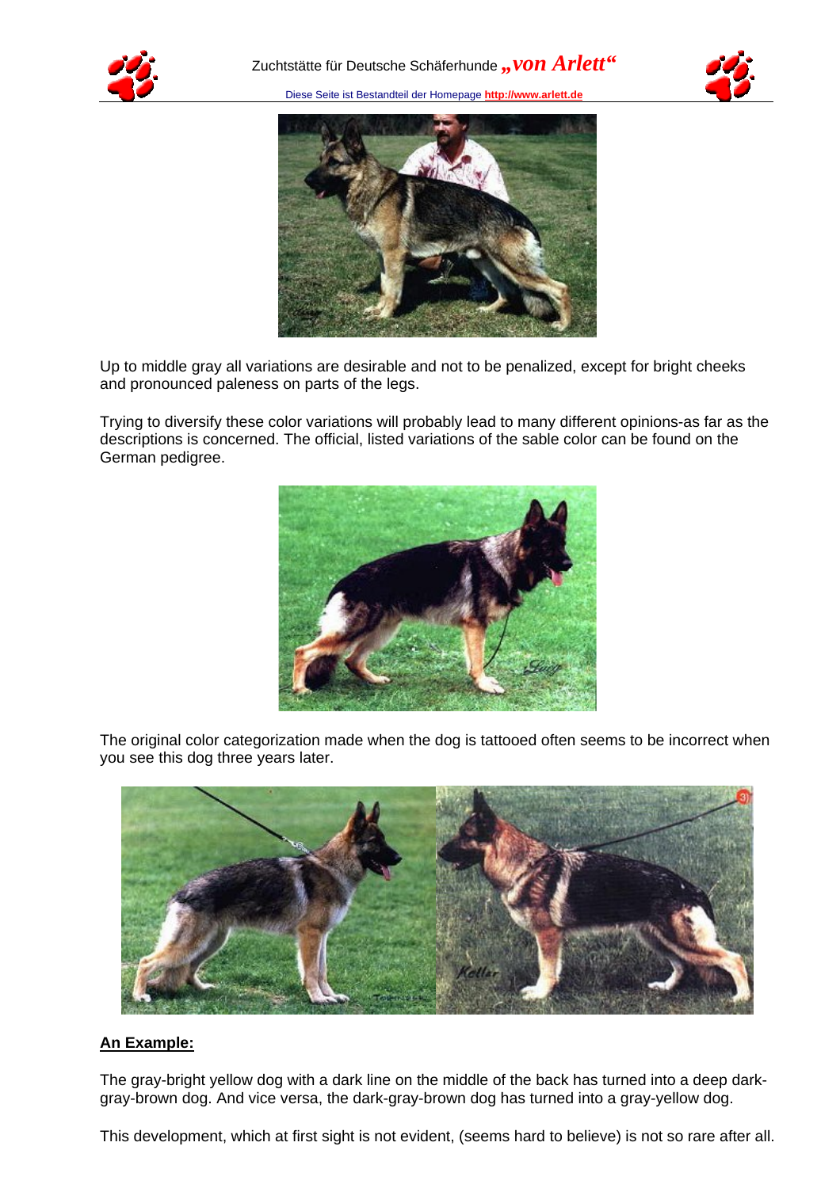Up to middle gray all variations are desirable and not to be penalized, except for bright cheeks and pronounced paleness on parts of the legs.

Trying to diversify these color variations will probably lead to many different opinions-as far as the descriptions is concerned. The official, listed variations of the sable color can be found on the German pedigree.

The original color categorization made when the dog is tattooed often seems to be incorrect when you see this dog three years later.

**An Example:**

The gray-bright yellow dog with a dark line on the middle of the back has turned into a deep dark-gray-brown dog. And vice versa, the dark-gray-brown dog has turned into a gray-yellow dog.

This development, which at first sight is not evident, (seems hard to believe) is not so rare after all.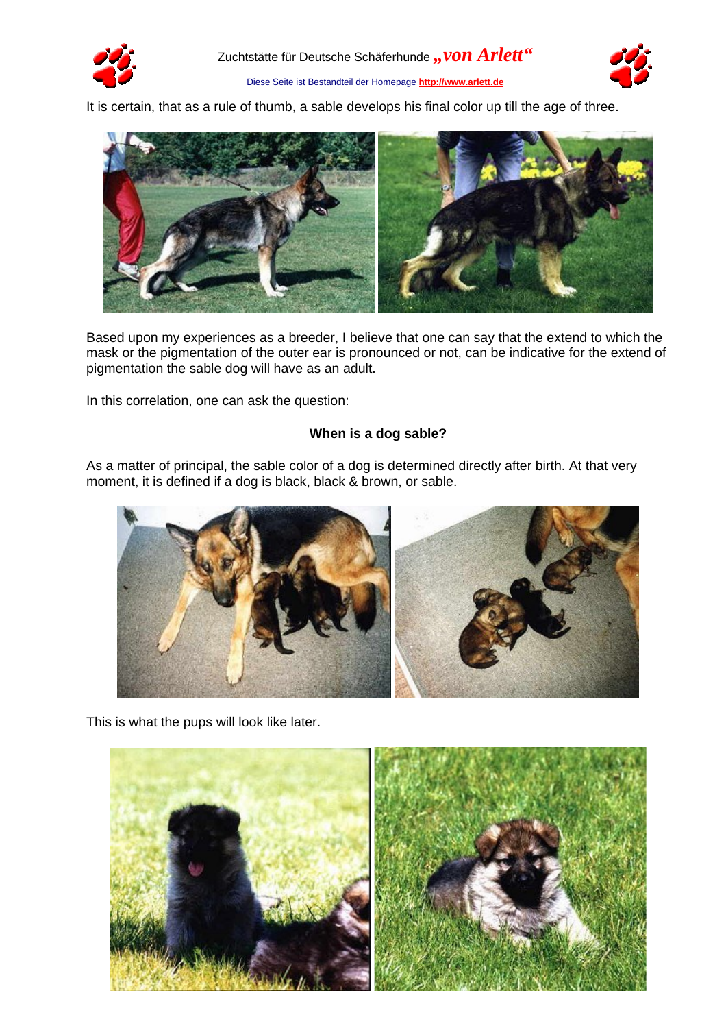It is certain, that as a rule of thumb, a sable develops his final color up till the age of three.

Based upon my experiences as a breeder, I believe that one can say that the extend to which the mask or the pigmentation of the outer ear is pronounced or not, can be indicative for the extend of pigmentation the sable dog will have as an adult.

In this correlation, one can ask the question:

**When is a dog sable?**

As a matter of principal, the sable color of a dog is determined directly after birth. At that very moment, it is defined if a dog is black, black & brown, or sable.

This is what the pups will look like later.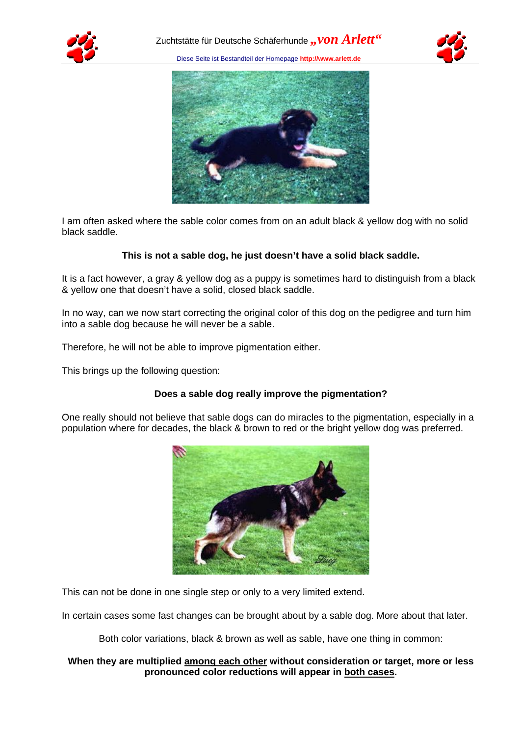I am often asked where the sable color comes from on an adult black & yellow dog with no solid black saddle.

**This is not a sable dog, he just doesn't have a solid black saddle.**

It is a fact however, a gray & yellow dog as a puppy is sometimes hard to distinguish from a black & yellow one that doesn't have a solid, closed black saddle.

In no way, can we now start correcting the original color of this dog on the pedigree and turn him into a sable dog because he will never be a sable.

Therefore, he will not be able to improve pigmentation either.

This brings up the following question:

**Does a sable dog really improve the pigmentation?**

One really should not believe that sable dogs can do miracles to the pigmentation, especially in a population where for decades, the black & brown to red or the bright yellow dog was preferred.

This can not be done in one single step or only to a very limited extend.

In certain cases some fast changes can be brought about by a sable dog. More about that later.

Both color variations, black & brown as well as sable, have one thing in common:

**When they are multiplied <u>among each other</u> without consideration or target, more or less pronounced color reductions will appear in <u>both cases</u>.**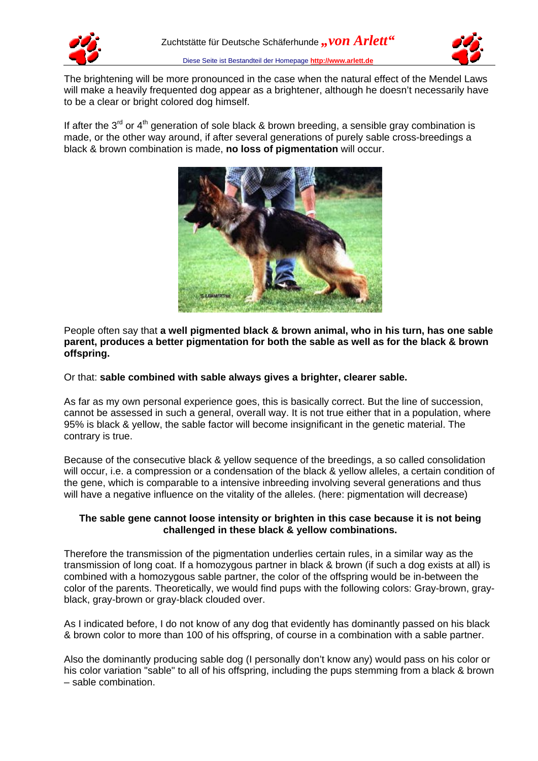The brightening will be more pronounced in the case when the natural effect of the Mendel Laws will make a heavily frequented dog appear as a brightener, although he doesn't necessarily have to be a clear or bright colored dog himself.

If after the 3rd or 4th generation of sole black & brown breeding, a sensible gray combination is made, or the other way around, if after several generations of purely sable cross-breedings a black & brown combination is made, **no loss of pigmentation** will occur.

People often say that **a well pigmented black & brown animal, who in his turn, has one sable parent, produces a better pigmentation for both the sable as well as for the black & brown offspring.**

Or that: **sable combined with sable always gives a brighter, clearer sable.**

As far as my own personal experience goes, this is basically correct. But the line of succession, cannot be assessed in such a general, overall way. It is not true either that in a population, where 95% is black & yellow, the sable factor will become insignificant in the genetic material. The contrary is true.

Because of the consecutive black & yellow sequence of the breedings, a so called consolidation will occur, i.e. a compression or a condensation of the black & yellow alleles, a certain condition of the gene, which is comparable to a intensive inbreeding involving several generations and thus will have a negative influence on the vitality of the alleles. (here: pigmentation will decrease)

**The sable gene cannot loose intensity or brighten in this case because it is not being challenged in these black & yellow combinations.**

Therefore the transmission of the pigmentation underlies certain rules, in a similar way as the transmission of long coat. If a homozygous partner in black & brown (if such a dog exists at all) is combined with a homozygous sable partner, the color of the offspring would be in-between the color of the parents. Theoretically, we would find pups with the following colors: Gray-brown, gray-black, gray-brown or gray-black clouded over.

As I indicated before, I do not know of any dog that evidently has dominantly passed on his black & brown color to more than 100 of his offspring, of course in a combination with a sable partner.

Also the dominantly producing sable dog (I personally don't know any) would pass on his color or his color variation "sable" to all of his offspring, including the pups stemming from a black & brown – sable combination.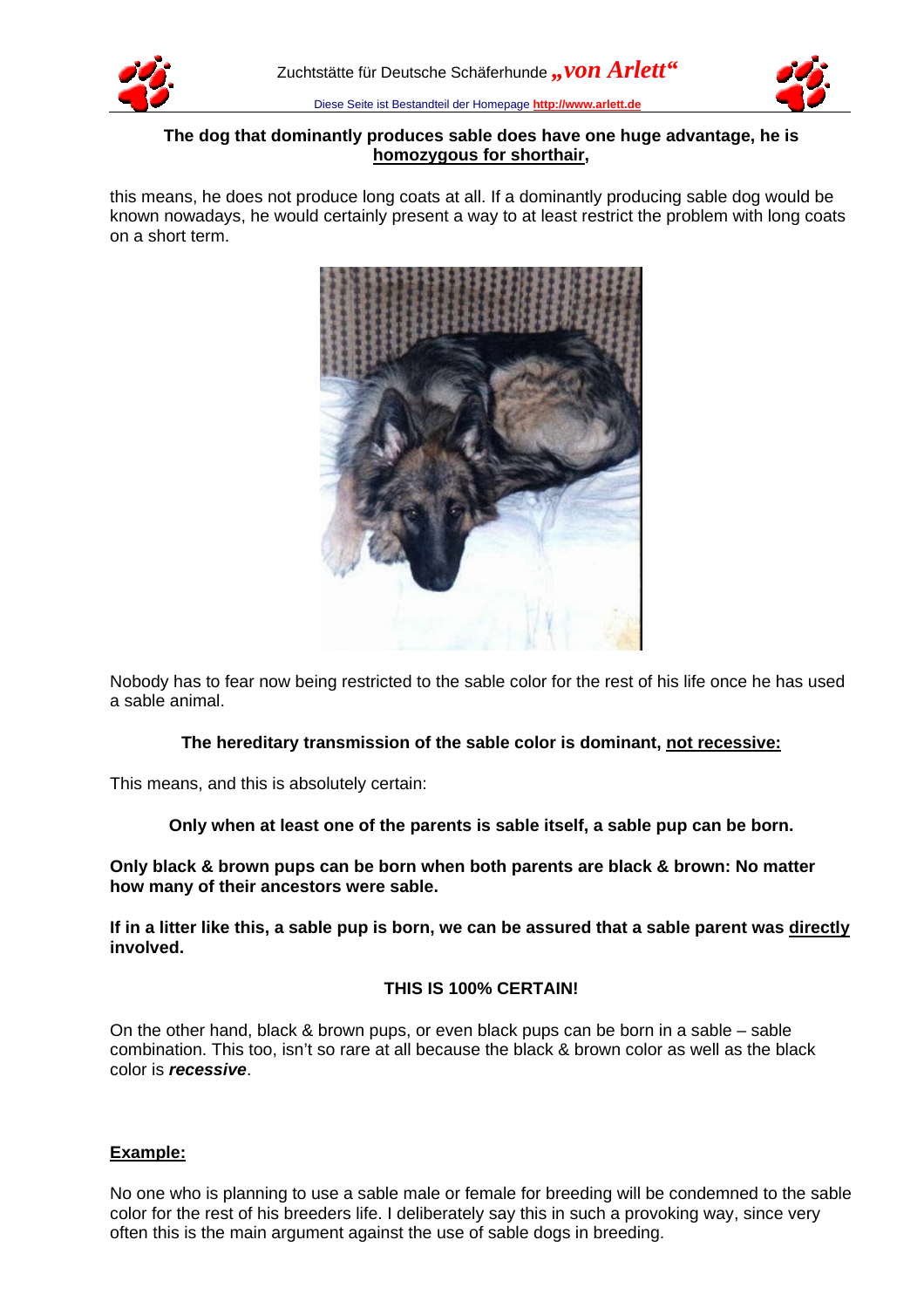**The dog that dominantly produces sable does have one huge advantage, he is <u>homozygous for shorthair</u>,**

this means, he does not produce long coats at all. If a dominantly producing sable dog would be known nowadays, he would certainly present a way to at least restrict the problem with long coats on a short term.

Nobody has to fear now being restricted to the sable color for the rest of his life once he has used a sable animal.

**The hereditary transmission of the sable color is dominant, <u>not recessive:</u>**

This means, and this is absolutely certain:

**Only when at least one of the parents is sable itself, a sable pup can be born.**

**Only black & brown pups can be born when both parents are black & brown: No matter how many of their ancestors were sable.**

**If in a litter like this, a sable pup is born, we can be assured that a sable parent was <u>directly</u> involved.**

**THIS IS 100% CERTAIN!**

On the other hand, black & brown pups, or even black pups can be born in a sable – sable combination. This too, isn't so rare at all because the black & brown color as well as the black color is ***recessive***.

**<u>Example:</u>**

No one who is planning to use a sable male or female for breeding will be condemned to the sable color for the rest of his breeders life. I deliberately say this in such a provoking way, since very often this is the main argument against the use of sable dogs in breeding.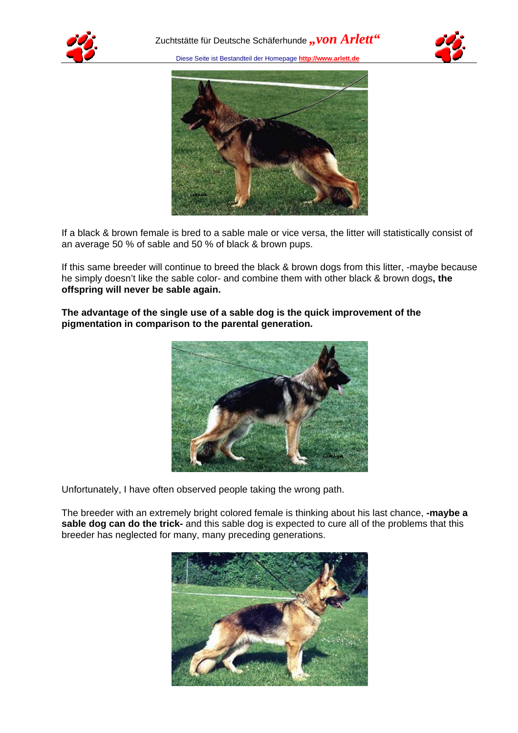If a black & brown female is bred to a sable male or vice versa, the litter will statistically consist of an average 50 % of sable and 50 % of black & brown pups.

If this same breeder will continue to breed the black & brown dogs from this litter, -maybe because he simply doesn't like the sable color- and combine them with other black & brown dogs**, the offspring will never be sable again.**

**The advantage of the single use of a sable dog is the quick improvement of the pigmentation in comparison to the parental generation.**

Unfortunately, I have often observed people taking the wrong path.

The breeder with an extremely bright colored female is thinking about his last chance, **-maybe a sable dog can do the trick-** and this sable dog is expected to cure all of the problems that this breeder has neglected for many, many preceding generations.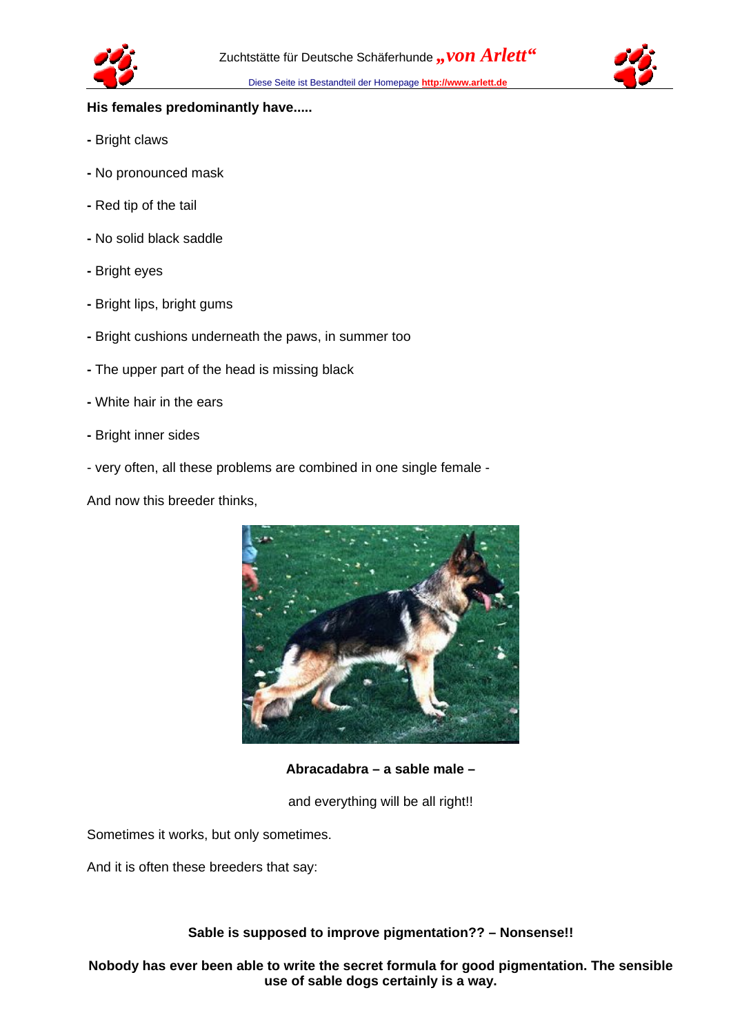**His females predominantly have.....**

- Bright claws
- No pronounced mask
- Red tip of the tail
- No solid black saddle
- Bright eyes
- Bright lips, bright gums
- Bright cushions underneath the paws, in summer too
- The upper part of the head is missing black
- White hair in the ears
- Bright inner sides

- very often, all these problems are combined in one single female -

And now this breeder thinks,

**Abracadabra – a sable male –**

and everything will be all right!!

Sometimes it works, but only sometimes.

And it is often these breeders that say:

**Sable is supposed to improve pigmentation?? – Nonsense!!**

**Nobody has ever been able to write the secret formula for good pigmentation. The sensible use of sable dogs certainly is a way.**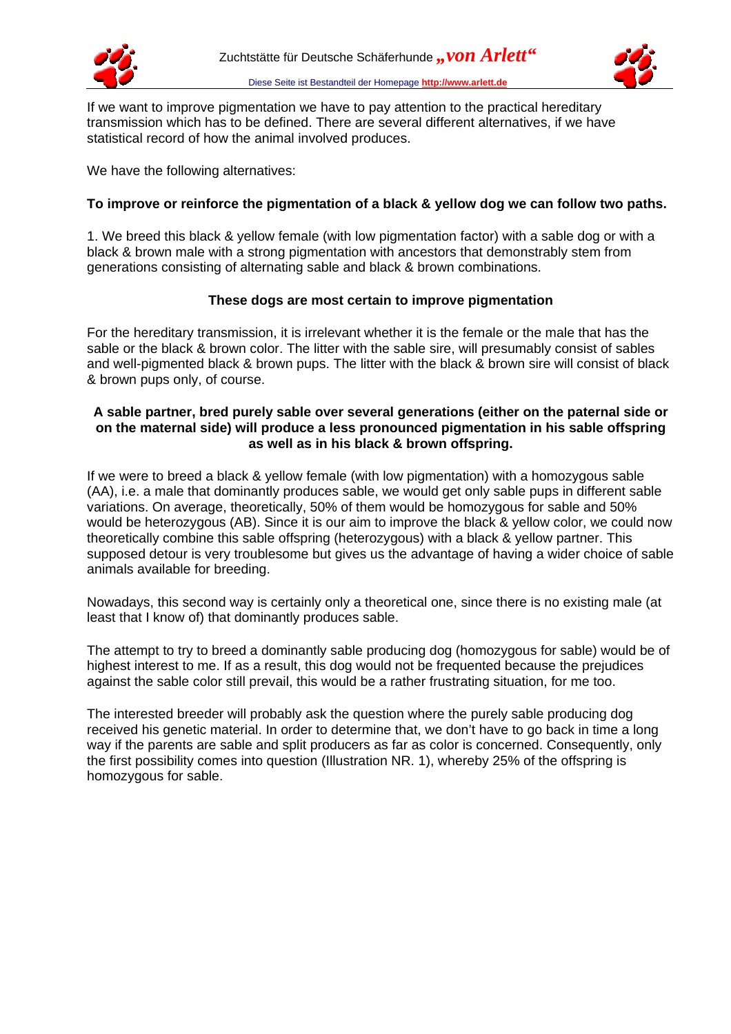If we want to improve pigmentation we have to pay attention to the practical hereditary transmission which has to be defined. There are several different alternatives, if we have statistical record of how the animal involved produces.

We have the following alternatives:

**To improve or reinforce the pigmentation of a black & yellow dog we can follow two paths.**

1. We breed this black & yellow female (with low pigmentation factor) with a sable dog or with a black & brown male with a strong pigmentation with ancestors that demonstrably stem from generations consisting of alternating sable and black & brown combinations.

**These dogs are most certain to improve pigmentation**

For the hereditary transmission, it is irrelevant whether it is the female or the male that has the sable or the black & brown color. The litter with the sable sire, will presumably consist of sables and well-pigmented black & brown pups. The litter with the black & brown sire will consist of black & brown pups only, of course.

**A sable partner, bred purely sable over several generations (either on the paternal side or on the maternal side) will produce a less pronounced pigmentation in his sable offspring as well as in his black & brown offspring.**

If we were to breed a black & yellow female (with low pigmentation) with a homozygous sable (AA), i.e. a male that dominantly produces sable, we would get only sable pups in different sable variations. On average, theoretically, 50% of them would be homozygous for sable and 50% would be heterozygous (AB). Since it is our aim to improve the black & yellow color, we could now theoretically combine this sable offspring (heterozygous) with a black & yellow partner. This supposed detour is very troublesome but gives us the advantage of having a wider choice of sable animals available for breeding.

Nowadays, this second way is certainly only a theoretical one, since there is no existing male (at least that I know of) that dominantly produces sable.

The attempt to try to breed a dominantly sable producing dog (homozygous for sable) would be of highest interest to me. If as a result, this dog would not be frequented because the prejudices against the sable color still prevail, this would be a rather frustrating situation, for me too.

The interested breeder will probably ask the question where the purely sable producing dog received his genetic material. In order to determine that, we don't have to go back in time a long way if the parents are sable and split producers as far as color is concerned. Consequently, only the first possibility comes into question (Illustration NR. 1), whereby 25% of the offspring is homozygous for sable.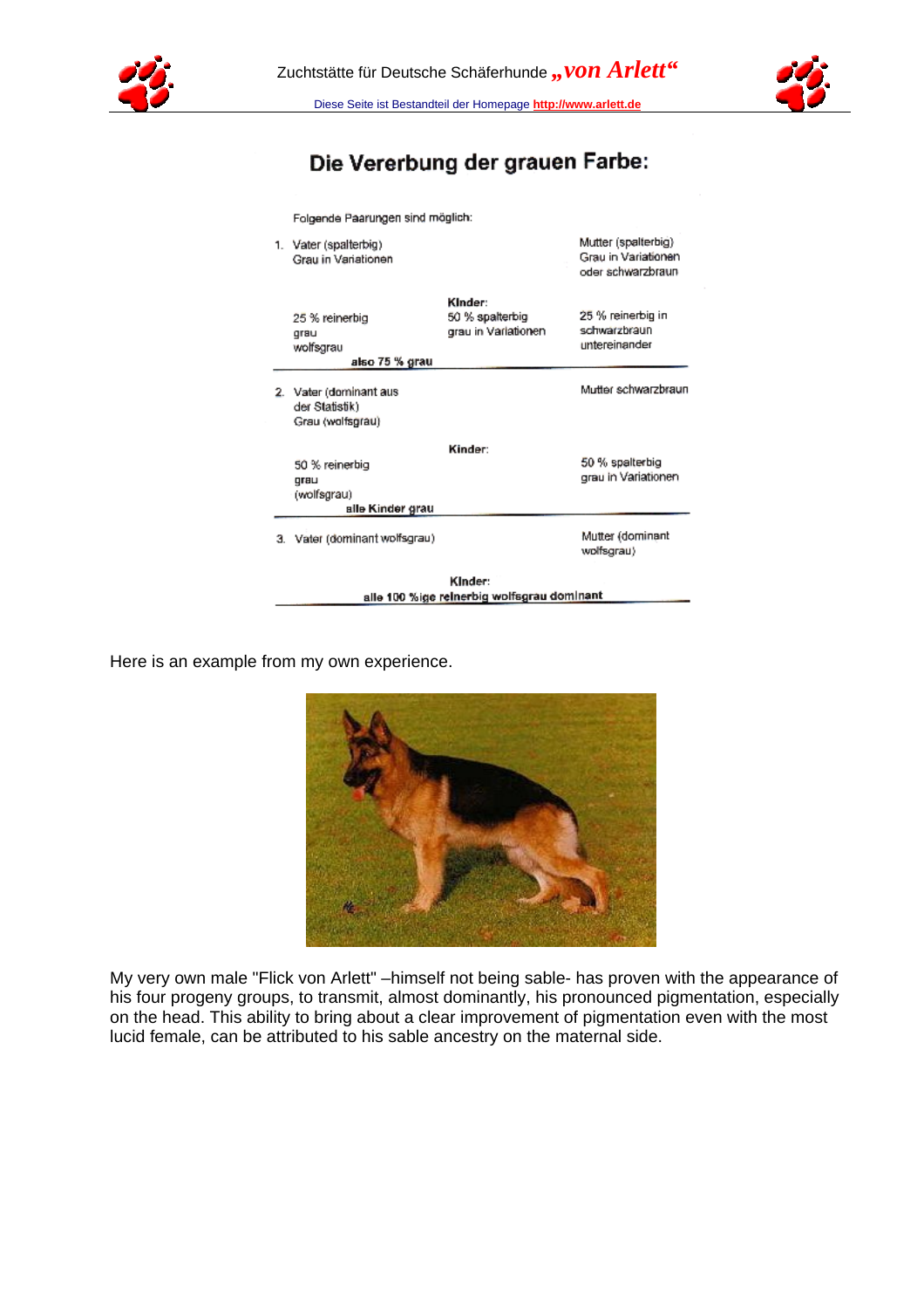# Die Vererbung der grauen Farbe:

Folgende Paarungen sind möglich:

1. Vater (spalterbig) Grau in Variationen — Mutter (spalterbig) Grau in Variationen oder schwarzbraun

| | Kinder: | |
|---|---|---|
| 25 % reinerbig grau wolfsgrau | 50 % spalterbig grau in Variationen | 25 % reinerbig in schwarzbraun untereinander |

**also 75 % grau**

2. Vater (dominant aus der Statistik) Grau (wolfsgrau) — Mutter schwarzbraun

| | Kinder: | |
|---|---|---|
| 50 % reinerbig grau (wolfsgrau) | | 50 % spalterbig grau in Variationen |

**alle Kinder grau**

3. Vater (dominant wolfsgrau) — Mutter (dominant wolfsgrau)

**Kinder:**

**alle 100 %ige reinerbig wolfsgrau dominant**

Here is an example from my own experience.

My very own male "Flick von Arlett" –himself not being sable- has proven with the appearance of his four progeny groups, to transmit, almost dominantly, his pronounced pigmentation, especially on the head. This ability to bring about a clear improvement of pigmentation even with the most lucid female, can be attributed to his sable ancestry on the maternal side.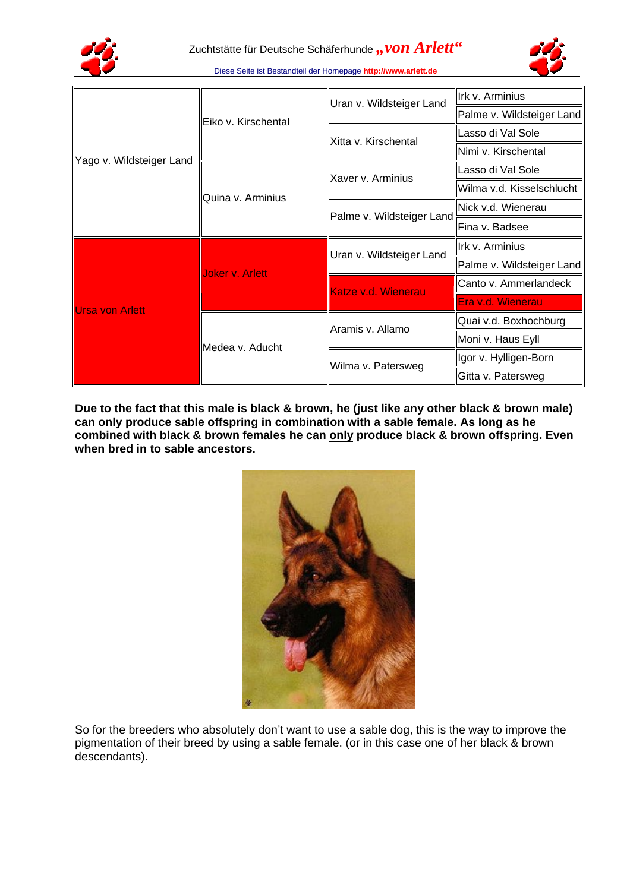| | | | |
|---|---|---|---|
| Yago v. Wildsteiger Land | Eiko v. Kirschental | Uran v. Wildsteiger Land | Irk v. Arminius |
| | | | Palme v. Wildsteiger Land |
| | | Xitta v. Kirschental | Lasso di Val Sole |
| | | | Nimi v. Kirschental |
| | Quina v. Arminius | Xaver v. Arminius | Lasso di Val Sole |
| | | | Wilma v.d. Kisselschlucht |
| | | Palme v. Wildsteiger Land | Nick v.d. Wienerau |
| | | | Fina v. Badsee |
| Ursa von Arlett | Joker v. Arlett | Uran v. Wildsteiger Land | Irk v. Arminius |
| | | | Palme v. Wildsteiger Land |
| | | Katze v.d. Wienerau | Canto v. Ammerlandeck |
| | | | Era v.d. Wienerau |
| | Medea v. Aducht | Aramis v. Allamo | Quai v.d. Boxhochburg |
| | | | Moni v. Haus Eyll |
| | | Wilma v. Patersweg | Igor v. Hylligen-Born |
| | | | Gitta v. Patersweg |

**Due to the fact that this male is black & brown, he (just like any other black & brown male) can only produce sable offspring in combination with a sable female. As long as he combined with black & brown females he can only produce black & brown offspring. Even when bred in to sable ancestors.**

So for the breeders who absolutely don't want to use a sable dog, this is the way to improve the pigmentation of their breed by using a sable female. (or in this case one of her black & brown descendants).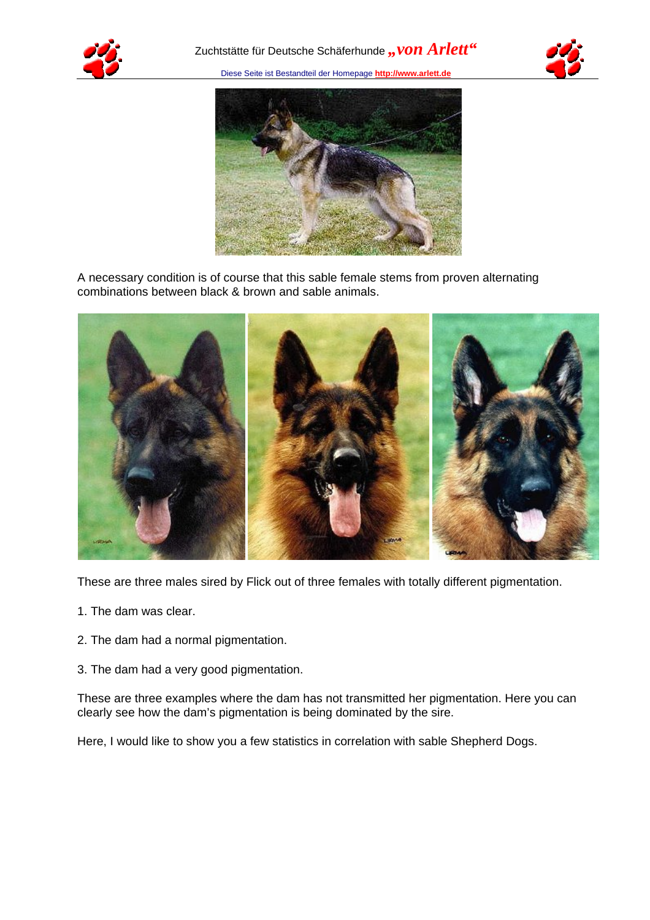A necessary condition is of course that this sable female stems from proven alternating combinations between black & brown and sable animals.

These are three males sired by Flick out of three females with totally different pigmentation.

1. The dam was clear.

2. The dam had a normal pigmentation.

3. The dam had a very good pigmentation.

These are three examples where the dam has not transmitted her pigmentation. Here you can clearly see how the dam's pigmentation is being dominated by the sire.

Here, I would like to show you a few statistics in correlation with sable Shepherd Dogs.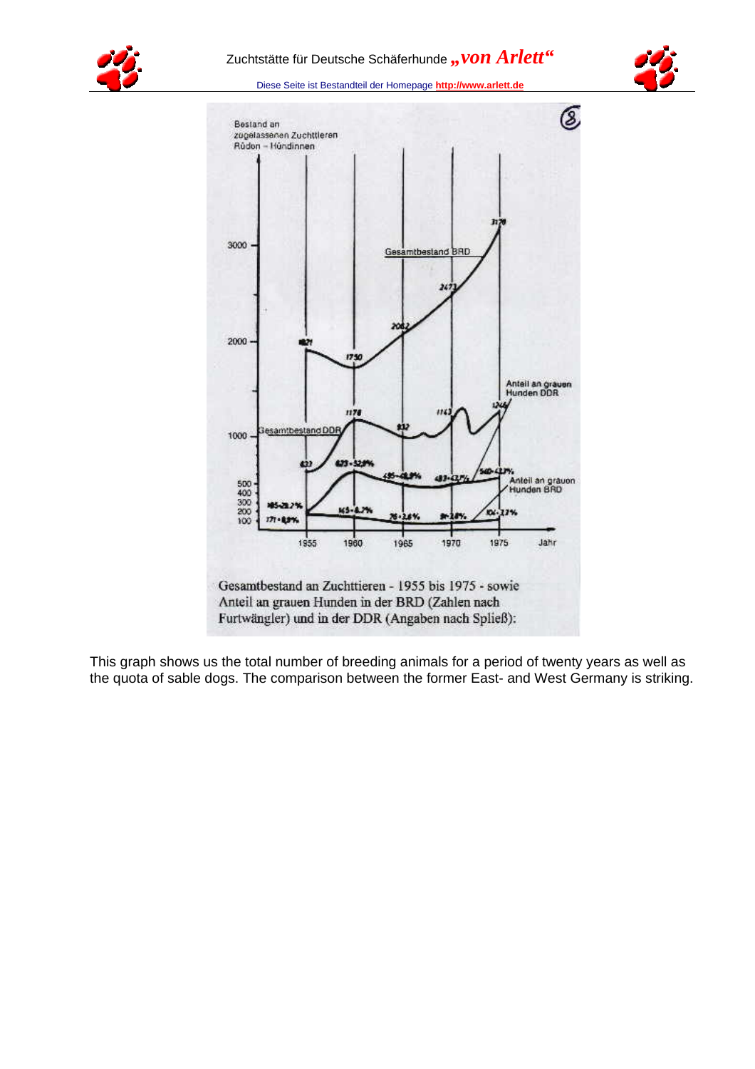Besland an zugelassenen Zuchttieren Rüden – Hündinnen

Gesamtbestand an Zuchttieren - 1955 bis 1975 - sowie Anteil an grauen Hunden in der BRD (Zahlen nach Furtwängler) und in der DDR (Angaben nach Spließ):

This graph shows us the total number of breeding animals for a period of twenty years as well as the quota of sable dogs. The comparison between the former East- and West Germany is striking.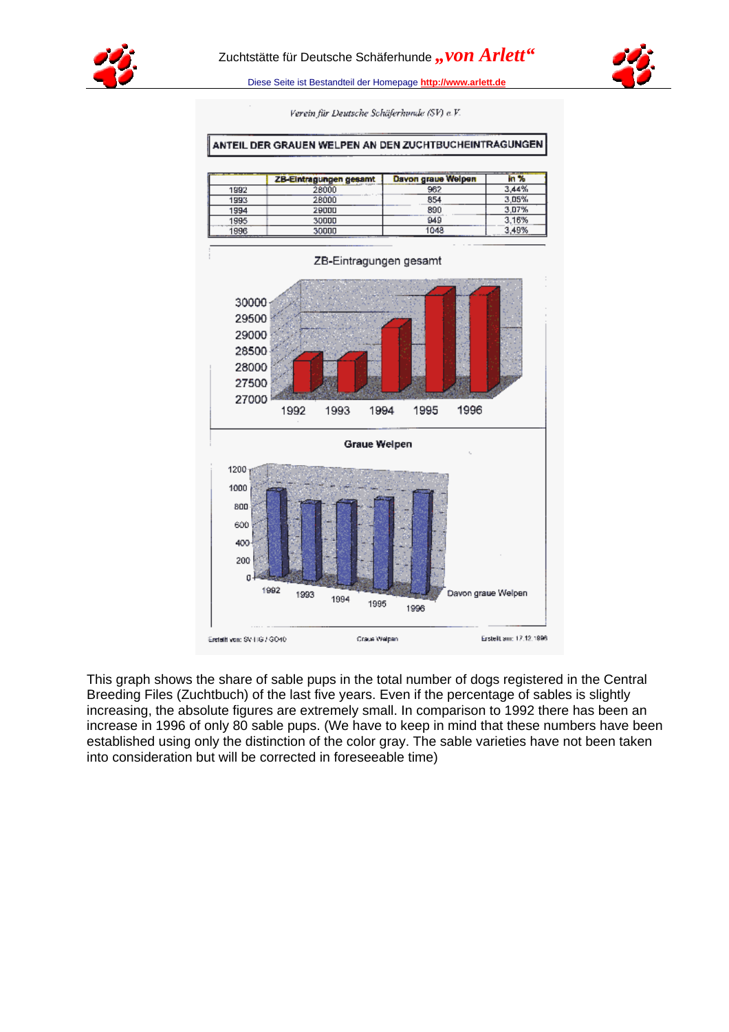Verein für Deutsche Schäferhunde (SV) e.V.

## ANTEIL DER GRAUEN WELPEN AN DEN ZUCHTBUCHEINTRAGUNGEN

| | ZB-Eintragungen gesamt | Davon graue Welpen | in % |
|---|---|---|---|
| 1992 | 28000 | 962 | 3,44% |
| 1993 | 28000 | 854 | 3,05% |
| 1994 | 29000 | 890 | 3,07% |
| 1995 | 30000 | 949 | 3,16% |
| 1996 | 30000 | 1048 | 3,49% |

ZB-Eintragungen gesamt

Graue Welpen

Erstellt von: SV-HG / GO40 Graue Welpen Erstellt am: 17.12.1996

This graph shows the share of sable pups in the total number of dogs registered in the Central Breeding Files (Zuchtbuch) of the last five years. Even if the percentage of sables is slightly increasing, the absolute figures are extremely small. In comparison to 1992 there has been an increase in 1996 of only 80 sable pups. (We have to keep in mind that these numbers have been established using only the distinction of the color gray. The sable varieties have not been taken into consideration but will be corrected in foreseeable time)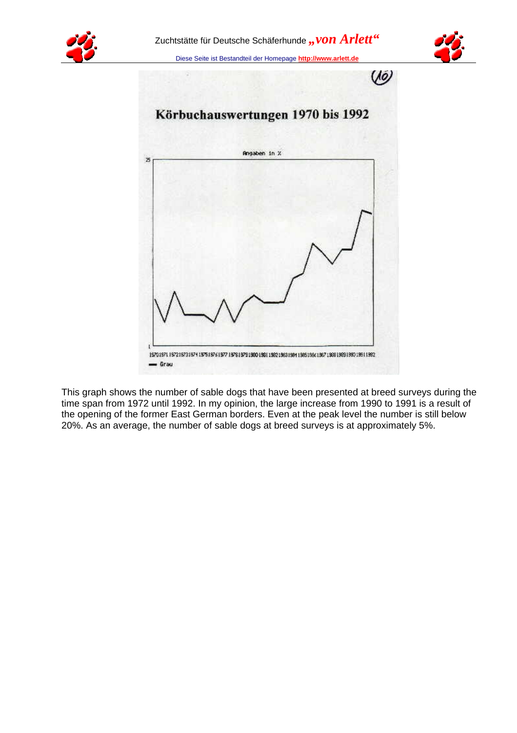(10)

## Körbuchauswertungen 1970 bis 1992

Angaben in %

25

1

1970 1971 1972 1973 1974 1975 1976 1977 1978 1979 1980 1981 1982 1983 1984 1985 1986 1987 1988 1989 1990 1991 1992

— Grau

This graph shows the number of sable dogs that have been presented at breed surveys during the time span from 1972 until 1992. In my opinion, the large increase from 1990 to 1991 is a result of the opening of the former East German borders. Even at the peak level the number is still below 20%. As an average, the number of sable dogs at breed surveys is at approximately 5%.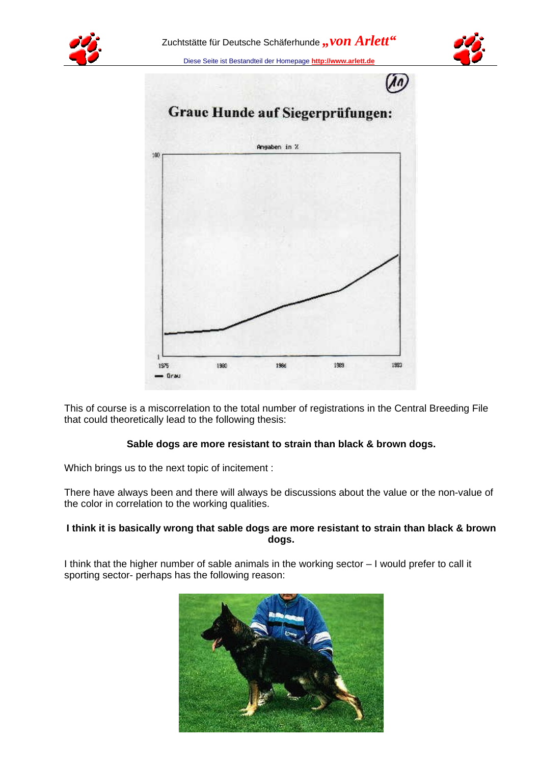This of course is a miscorrelation to the total number of registrations in the Central Breeding File that could theoretically lead to the following thesis:

**Sable dogs are more resistant to strain than black & brown dogs.**

Which brings us to the next topic of incitement :

There have always been and there will always be discussions about the value or the non-value of the color in correlation to the working qualities.

**I think it is basically wrong that sable dogs are more resistant to strain than black & brown dogs.**

I think that the higher number of sable animals in the working sector – I would prefer to call it sporting sector- perhaps has the following reason: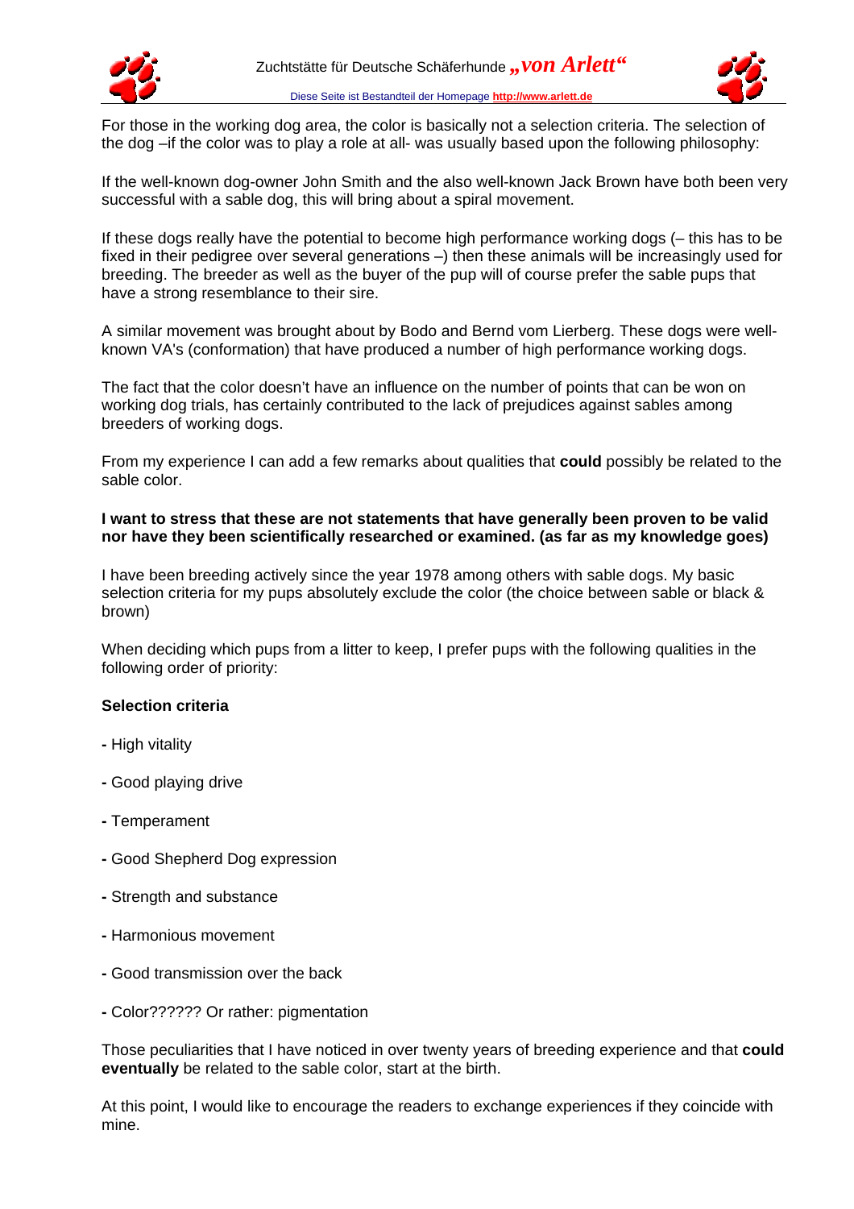For those in the working dog area, the color is basically not a selection criteria. The selection of the dog –if the color was to play a role at all- was usually based upon the following philosophy:

If the well-known dog-owner John Smith and the also well-known Jack Brown have both been very successful with a sable dog, this will bring about a spiral movement.

If these dogs really have the potential to become high performance working dogs (– this has to be fixed in their pedigree over several generations –) then these animals will be increasingly used for breeding. The breeder as well as the buyer of the pup will of course prefer the sable pups that have a strong resemblance to their sire.

A similar movement was brought about by Bodo and Bernd vom Lierberg. These dogs were well-known VA's (conformation) that have produced a number of high performance working dogs.

The fact that the color doesn't have an influence on the number of points that can be won on working dog trials, has certainly contributed to the lack of prejudices against sables among breeders of working dogs.

From my experience I can add a few remarks about qualities that **could** possibly be related to the sable color.

**I want to stress that these are not statements that have generally been proven to be valid nor have they been scientifically researched or examined. (as far as my knowledge goes)**

I have been breeding actively since the year 1978 among others with sable dogs. My basic selection criteria for my pups absolutely exclude the color (the choice between sable or black & brown)

When deciding which pups from a litter to keep, I prefer pups with the following qualities in the following order of priority:

**Selection criteria**

- High vitality
- Good playing drive
- Temperament
- Good Shepherd Dog expression
- Strength and substance
- Harmonious movement
- Good transmission over the back
- Color?????? Or rather: pigmentation

Those peculiarities that I have noticed in over twenty years of breeding experience and that **could eventually** be related to the sable color, start at the birth.

At this point, I would like to encourage the readers to exchange experiences if they coincide with mine.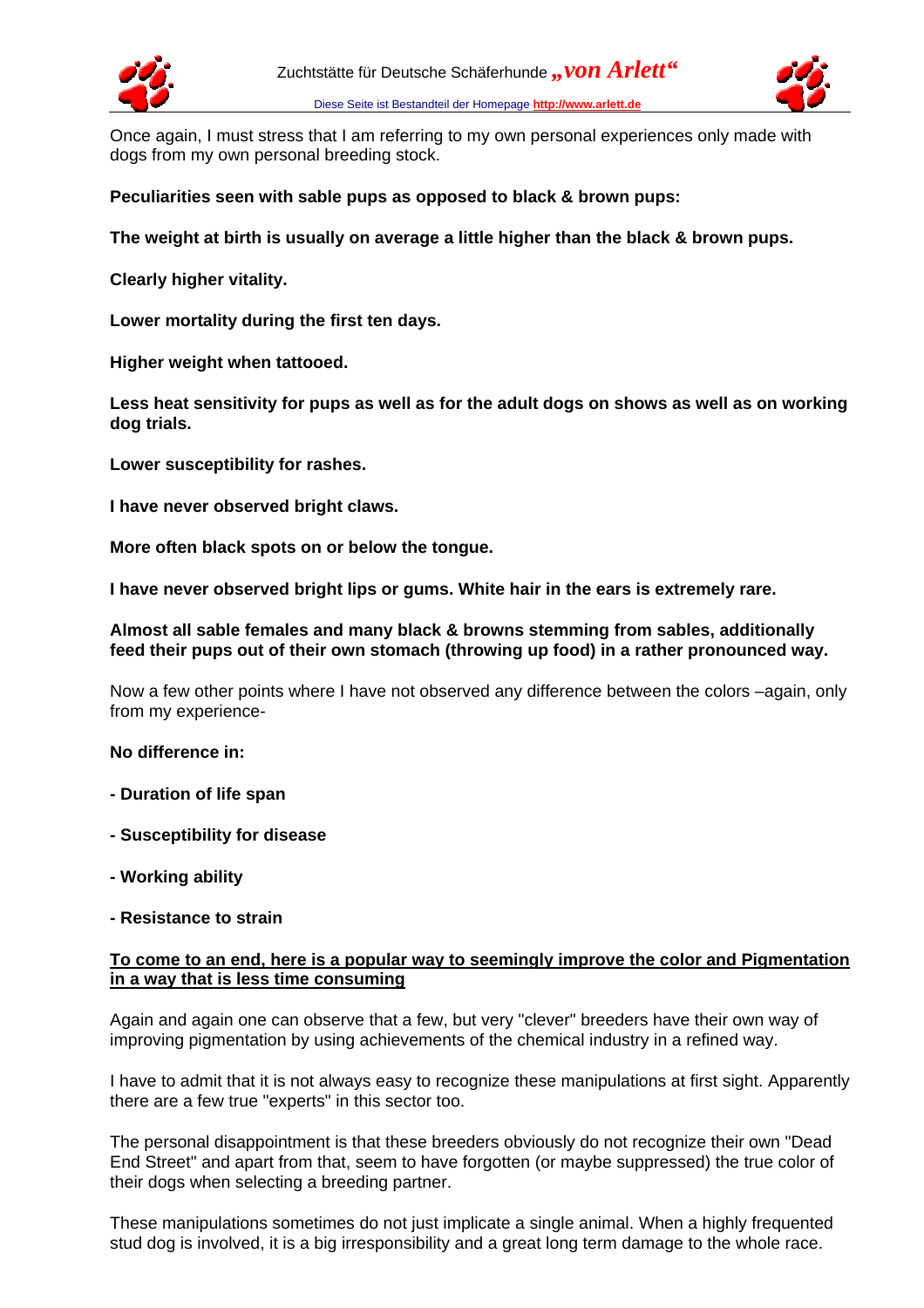Once again, I must stress that I am referring to my own personal experiences only made with dogs from my own personal breeding stock.

**Peculiarities seen with sable pups as opposed to black & brown pups:**

**The weight at birth is usually on average a little higher than the black & brown pups.**

**Clearly higher vitality.**

**Lower mortality during the first ten days.**

**Higher weight when tattooed.**

**Less heat sensitivity for pups as well as for the adult dogs on shows as well as on working dog trials.**

**Lower susceptibility for rashes.**

**I have never observed bright claws.**

**More often black spots on or below the tongue.**

**I have never observed bright lips or gums. White hair in the ears is extremely rare.**

**Almost all sable females and many black & browns stemming from sables, additionally feed their pups out of their own stomach (throwing up food) in a rather pronounced way.**

Now a few other points where I have not observed any difference between the colors –again, only from my experience-

**No difference in:**

**- Duration of life span**

**- Susceptibility for disease**

**- Working ability**

**- Resistance to strain**

<u>**To come to an end, here is a popular way to seemingly improve the color and Pigmentation in a way that is less time consuming**</u>

Again and again one can observe that a few, but very "clever" breeders have their own way of improving pigmentation by using achievements of the chemical industry in a refined way.

I have to admit that it is not always easy to recognize these manipulations at first sight. Apparently there are a few true "experts" in this sector too.

The personal disappointment is that these breeders obviously do not recognize their own "Dead End Street" and apart from that, seem to have forgotten (or maybe suppressed) the true color of their dogs when selecting a breeding partner.

These manipulations sometimes do not just implicate a single animal. When a highly frequented stud dog is involved, it is a big irresponsibility and a great long term damage to the whole race.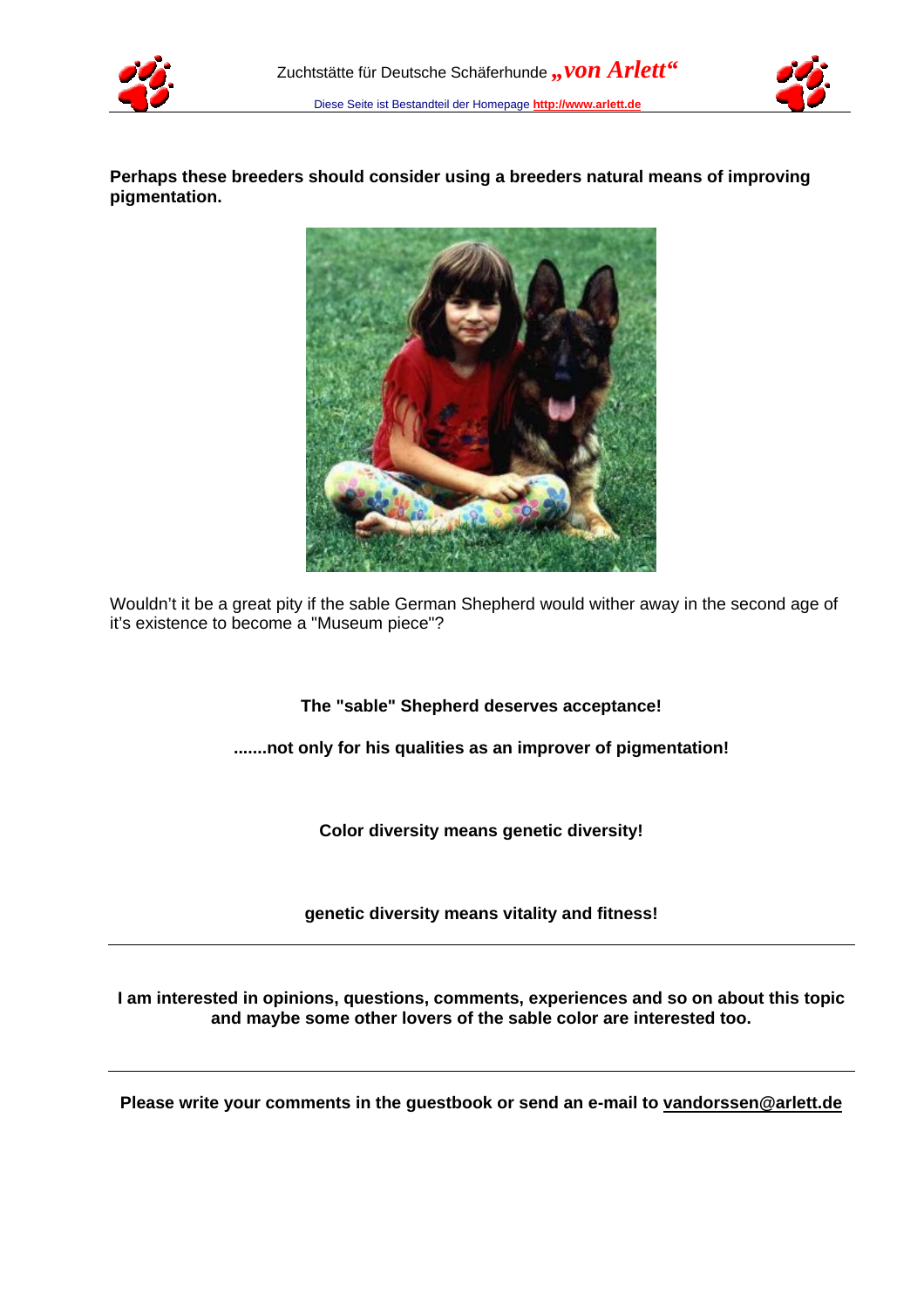**Perhaps these breeders should consider using a breeders natural means of improving pigmentation.**

Wouldn't it be a great pity if the sable German Shepherd would wither away in the second age of it's existence to become a "Museum piece"?

**The "sable" Shepherd deserves acceptance!**

**.......not only for his qualities as an improver of pigmentation!**

**Color diversity means genetic diversity!**

**genetic diversity means vitality and fitness!**

---

**I am interested in opinions, questions, comments, experiences and so on about this topic and maybe some other lovers of the sable color are interested too.**

---

**Please write your comments in the guestbook or send an e-mail to vandorssen@arlett.de**